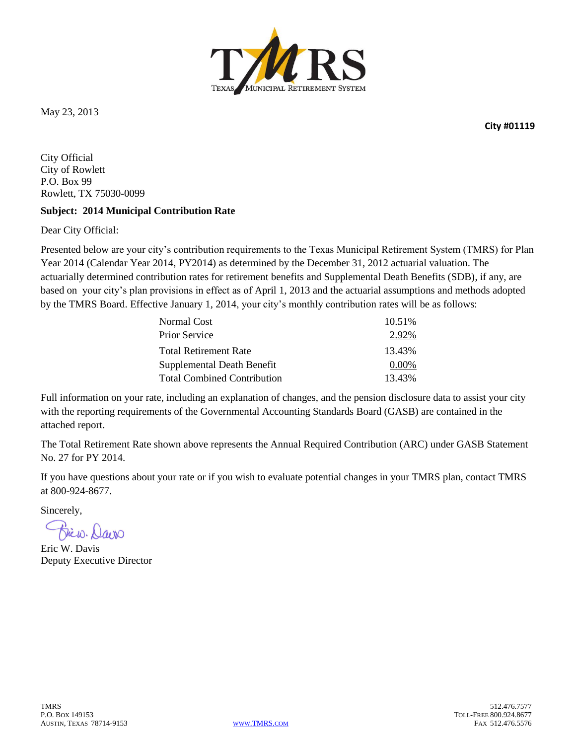TMRS
TEXAS MUNICIPAL RETIREMENT SYSTEM

May 23, 2013

**City #01119**

City Official
City of Rowlett
P.O. Box 99
Rowlett, TX 75030-0099

**Subject: 2014 Municipal Contribution Rate**

Dear City Official:

Presented below are your city's contribution requirements to the Texas Municipal Retirement System (TMRS) for Plan Year 2014 (Calendar Year 2014, PY2014) as determined by the December 31, 2012 actuarial valuation. The actuarially determined contribution rates for retirement benefits and Supplemental Death Benefits (SDB), if any, are based on your city's plan provisions in effect as of April 1, 2013 and the actuarial assumptions and methods adopted by the TMRS Board. Effective January 1, 2014, your city's monthly contribution rates will be as follows:

| | |
|---|---|
| Normal Cost | 10.51% |
| Prior Service | 2.92% |
| Total Retirement Rate | 13.43% |
| Supplemental Death Benefit | 0.00% |
| Total Combined Contribution | 13.43% |

Full information on your rate, including an explanation of changes, and the pension disclosure data to assist your city with the reporting requirements of the Governmental Accounting Standards Board (GASB) are contained in the attached report.

The Total Retirement Rate shown above represents the Annual Required Contribution (ARC) under GASB Statement No. 27 for PY 2014.

If you have questions about your rate or if you wish to evaluate potential changes in your TMRS plan, contact TMRS at 800-924-8677.

Sincerely,

Eric W. Davis
Deputy Executive Director

TMRS
P.O. Box 149153
Austin, Texas 78714-9153

www.TMRS.com

512.476.7577
Toll-Free 800.924.8677
Fax 512.476.5576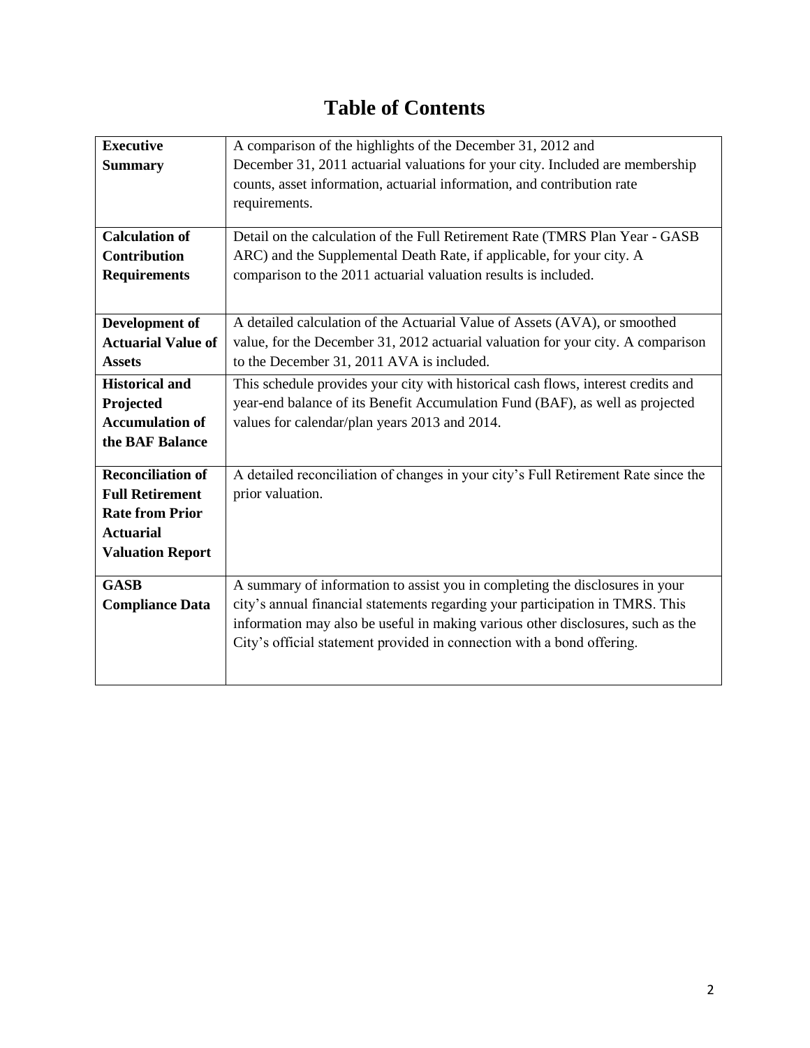# Table of Contents

| | |
|---|---|
| **Executive Summary** | A comparison of the highlights of the December 31, 2012 and December 31, 2011 actuarial valuations for your city. Included are membership counts, asset information, actuarial information, and contribution rate requirements. |
| **Calculation of Contribution Requirements** | Detail on the calculation of the Full Retirement Rate (TMRS Plan Year - GASB ARC) and the Supplemental Death Rate, if applicable, for your city. A comparison to the 2011 actuarial valuation results is included. |
| **Development of Actuarial Value of Assets** | A detailed calculation of the Actuarial Value of Assets (AVA), or smoothed value, for the December 31, 2012 actuarial valuation for your city. A comparison to the December 31, 2011 AVA is included. |
| **Historical and Projected Accumulation of the BAF Balance** | This schedule provides your city with historical cash flows, interest credits and year-end balance of its Benefit Accumulation Fund (BAF), as well as projected values for calendar/plan years 2013 and 2014. |
| **Reconciliation of Full Retirement Rate from Prior Actuarial Valuation Report** | A detailed reconciliation of changes in your city's Full Retirement Rate since the prior valuation. |
| **GASB Compliance Data** | A summary of information to assist you in completing the disclosures in your city's annual financial statements regarding your participation in TMRS. This information may also be useful in making various other disclosures, such as the City's official statement provided in connection with a bond offering. |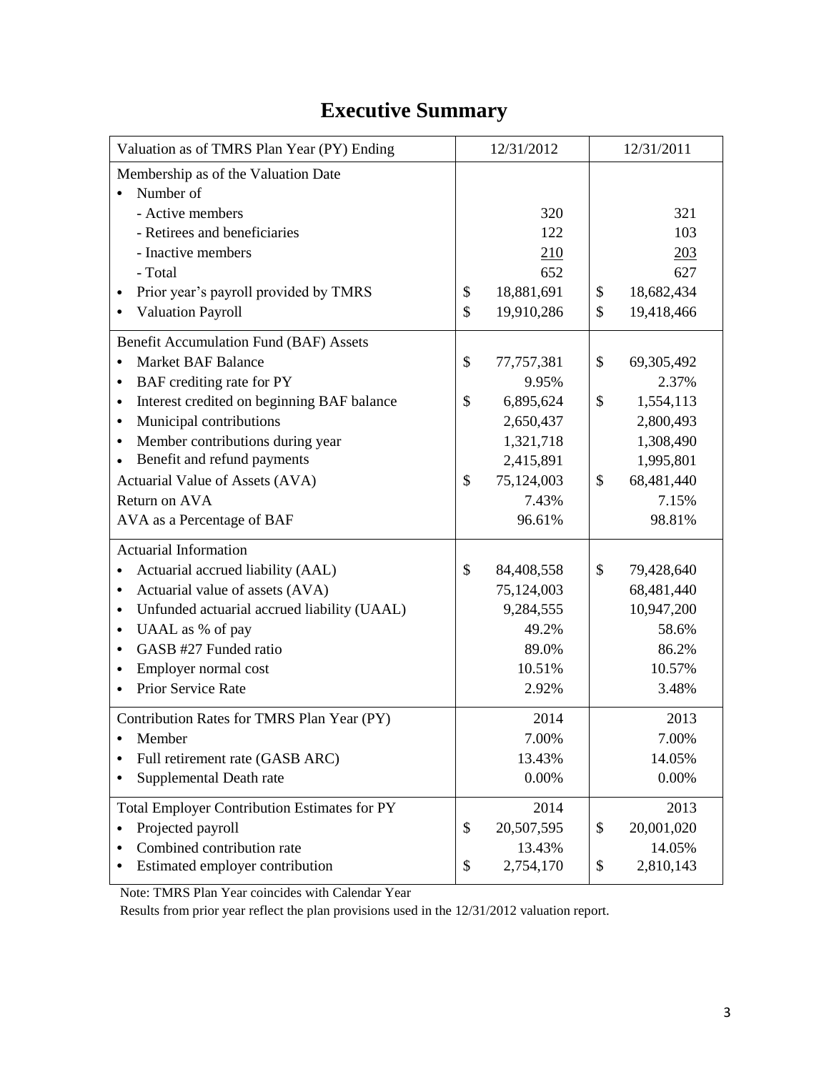# Executive Summary

| Valuation as of TMRS Plan Year (PY) Ending | 12/31/2012 | 12/31/2011 |
|---|---|---|
| Membership as of the Valuation Date | | |
| • Number of | | |
| - Active members | 320 | 321 |
| - Retirees and beneficiaries | 122 | 103 |
| - Inactive members | 210 | 203 |
| - Total | 652 | 627 |
| • Prior year's payroll provided by TMRS | $ 18,881,691 | $ 18,682,434 |
| • Valuation Payroll | $ 19,910,286 | $ 19,418,466 |
| Benefit Accumulation Fund (BAF) Assets | | |
| • Market BAF Balance | $ 77,757,381 | $ 69,305,492 |
| • BAF crediting rate for PY | 9.95% | 2.37% |
| • Interest credited on beginning BAF balance | $ 6,895,624 | $ 1,554,113 |
| • Municipal contributions | 2,650,437 | 2,800,493 |
| • Member contributions during year | 1,321,718 | 1,308,490 |
| • Benefit and refund payments | 2,415,891 | 1,995,801 |
| Actuarial Value of Assets (AVA) | $ 75,124,003 | $ 68,481,440 |
| Return on AVA | 7.43% | 7.15% |
| AVA as a Percentage of BAF | 96.61% | 98.81% |
| Actuarial Information | | |
| • Actuarial accrued liability (AAL) | $ 84,408,558 | $ 79,428,640 |
| • Actuarial value of assets (AVA) | 75,124,003 | 68,481,440 |
| • Unfunded actuarial accrued liability (UAAL) | 9,284,555 | 10,947,200 |
| • UAAL as % of pay | 49.2% | 58.6% |
| • GASB #27 Funded ratio | 89.0% | 86.2% |
| • Employer normal cost | 10.51% | 10.57% |
| • Prior Service Rate | 2.92% | 3.48% |
| Contribution Rates for TMRS Plan Year (PY) | 2014 | 2013 |
| • Member | 7.00% | 7.00% |
| • Full retirement rate (GASB ARC) | 13.43% | 14.05% |
| • Supplemental Death rate | 0.00% | 0.00% |
| Total Employer Contribution Estimates for PY | 2014 | 2013 |
| • Projected payroll | $ 20,507,595 | $ 20,001,020 |
| • Combined contribution rate | 13.43% | 14.05% |
| • Estimated employer contribution | $ 2,754,170 | $ 2,810,143 |

Note: TMRS Plan Year coincides with Calendar Year

Results from prior year reflect the plan provisions used in the 12/31/2012 valuation report.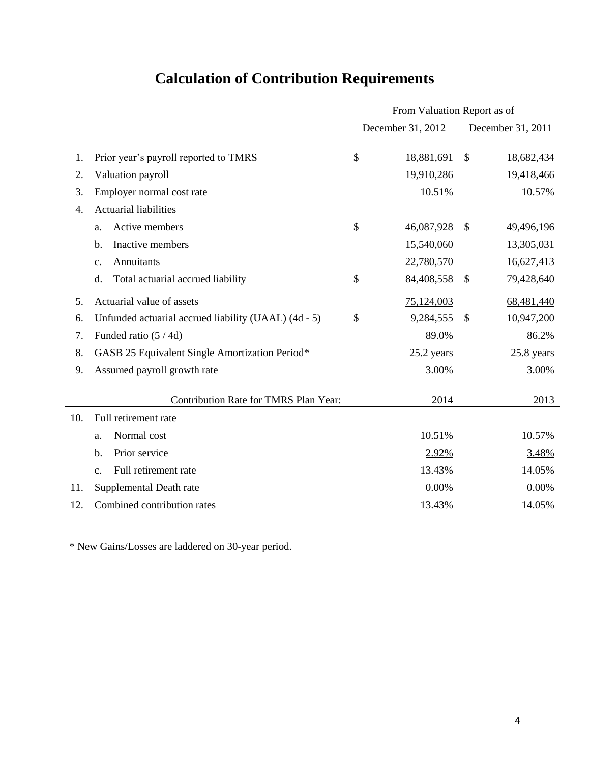# Calculation of Contribution Requirements

| | | From Valuation Report as of | |
|---|---|---|---|
| | | December 31, 2012 | December 31, 2011 |
| 1. | Prior year's payroll reported to TMRS | $ 18,881,691 | $ 18,682,434 |
| 2. | Valuation payroll | 19,910,286 | 19,418,466 |
| 3. | Employer normal cost rate | 10.51% | 10.57% |
| 4. | Actuarial liabilities | | |
| | a. Active members | $ 46,087,928 | $ 49,496,196 |
| | b. Inactive members | 15,540,060 | 13,305,031 |
| | c. Annuitants | 22,780,570 | 16,627,413 |
| | d. Total actuarial accrued liability | $ 84,408,558 | $ 79,428,640 |
| 5. | Actuarial value of assets | 75,124,003 | 68,481,440 |
| 6. | Unfunded actuarial accrued liability (UAAL) (4d - 5) | $ 9,284,555 | $ 10,947,200 |
| 7. | Funded ratio (5 / 4d) | 89.0% | 86.2% |
| 8. | GASB 25 Equivalent Single Amortization Period* | 25.2 years | 25.8 years |
| 9. | Assumed payroll growth rate | 3.00% | 3.00% |
| | Contribution Rate for TMRS Plan Year: | 2014 | 2013 |
| 10. | Full retirement rate | | |
| | a. Normal cost | 10.51% | 10.57% |
| | b. Prior service | 2.92% | 3.48% |
| | c. Full retirement rate | 13.43% | 14.05% |
| 11. | Supplemental Death rate | 0.00% | 0.00% |
| 12. | Combined contribution rates | 13.43% | 14.05% |

* New Gains/Losses are laddered on 30-year period.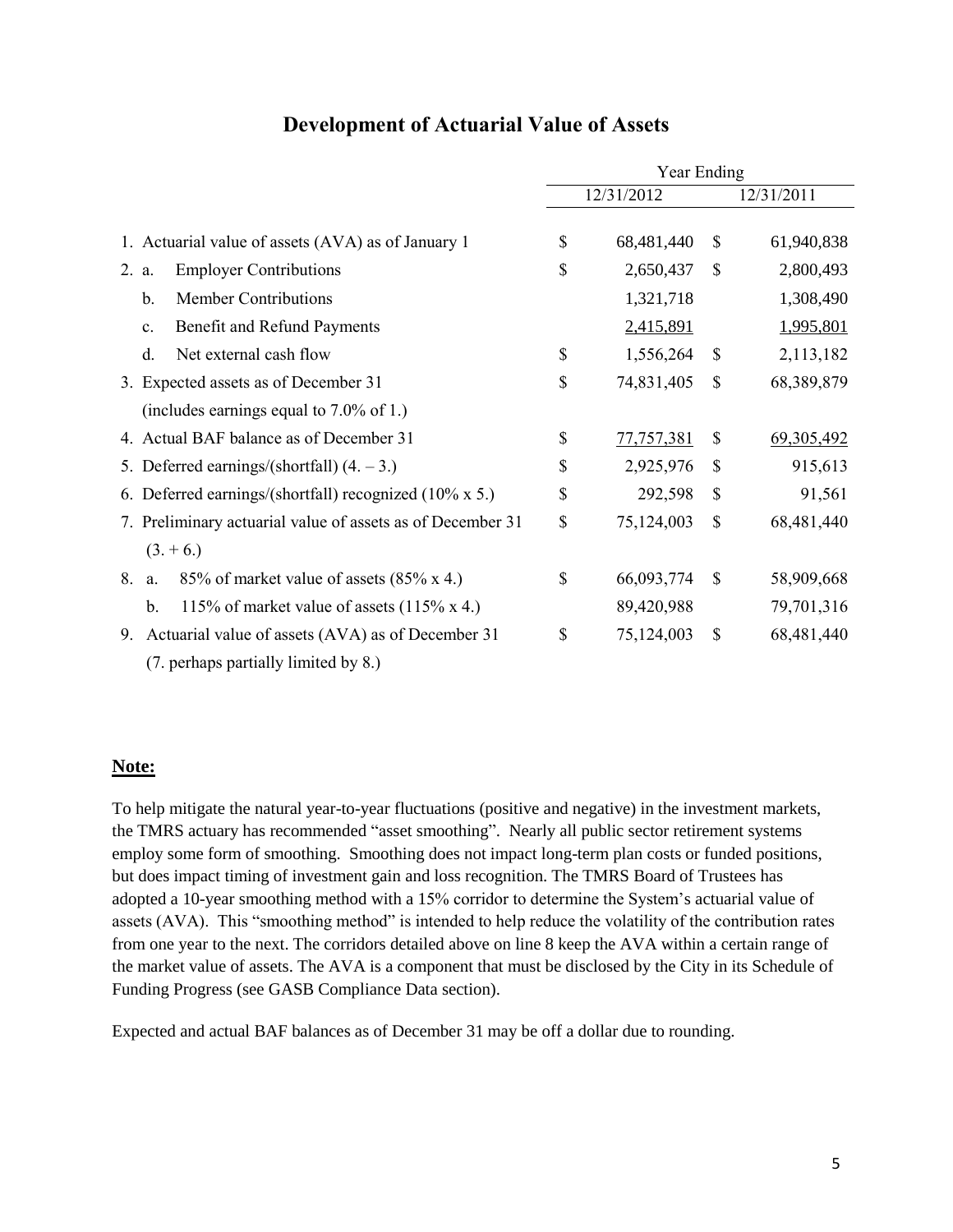# Development of Actuarial Value of Assets

| | Year Ending | |
|---|---|---|
| | 12/31/2012 | 12/31/2011 |
| 1. Actuarial value of assets (AVA) as of January 1 | $ 68,481,440 | $ 61,940,838 |
| 2. a. Employer Contributions | $ 2,650,437 | $ 2,800,493 |
| b. Member Contributions | 1,321,718 | 1,308,490 |
| c. Benefit and Refund Payments | 2,415,891 | 1,995,801 |
| d. Net external cash flow | $ 1,556,264 | $ 2,113,182 |
| 3. Expected assets as of December 31 (includes earnings equal to 7.0% of 1.) | $ 74,831,405 | $ 68,389,879 |
| 4. Actual BAF balance as of December 31 | $ 77,757,381 | $ 69,305,492 |
| 5. Deferred earnings/(shortfall) (4. – 3.) | $ 2,925,976 | $ 915,613 |
| 6. Deferred earnings/(shortfall) recognized (10% x 5.) | $ 292,598 | $ 91,561 |
| 7. Preliminary actuarial value of assets as of December 31 (3. + 6.) | $ 75,124,003 | $ 68,481,440 |
| 8. a. 85% of market value of assets (85% x 4.) | $ 66,093,774 | $ 58,909,668 |
| b. 115% of market value of assets (115% x 4.) | 89,420,988 | 79,701,316 |
| 9. Actuarial value of assets (AVA) as of December 31 (7. perhaps partially limited by 8.) | $ 75,124,003 | $ 68,481,440 |

**Note:**

To help mitigate the natural year-to-year fluctuations (positive and negative) in the investment markets, the TMRS actuary has recommended "asset smoothing". Nearly all public sector retirement systems employ some form of smoothing. Smoothing does not impact long-term plan costs or funded positions, but does impact timing of investment gain and loss recognition. The TMRS Board of Trustees has adopted a 10-year smoothing method with a 15% corridor to determine the System's actuarial value of assets (AVA). This "smoothing method" is intended to help reduce the volatility of the contribution rates from one year to the next. The corridors detailed above on line 8 keep the AVA within a certain range of the market value of assets. The AVA is a component that must be disclosed by the City in its Schedule of Funding Progress (see GASB Compliance Data section).

Expected and actual BAF balances as of December 31 may be off a dollar due to rounding.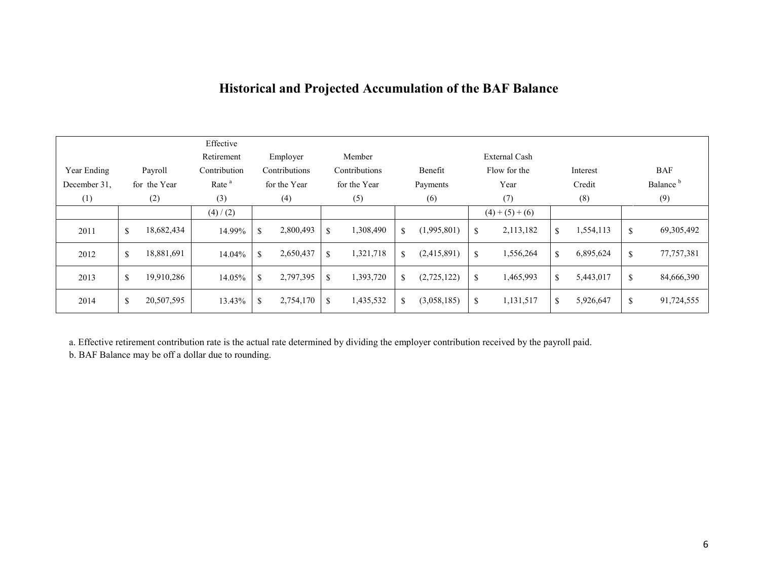## Historical and Projected Accumulation of the BAF Balance

| Year Ending December 31, (1) | Payroll for the Year (2) | Effective Retirement Contribution Rate [a] (3) | Employer Contributions for the Year (4) | Member Contributions for the Year (5) | Benefit Payments (6) | External Cash Flow for the Year (7) | Interest Credit (8) | BAF Balance [b] (9) |
|---|---|---|---|---|---|---|---|---|
| | | (4) / (2) | | | | (4) + (5) + (6) | | |
| 2011 | $ 18,682,434 | 14.99% | $ 2,800,493 | $ 1,308,490 | $ (1,995,801) | $ 2,113,182 | $ 1,554,113 | $ 69,305,492 |
| 2012 | $ 18,881,691 | 14.04% | $ 2,650,437 | $ 1,321,718 | $ (2,415,891) | $ 1,556,264 | $ 6,895,624 | $ 77,757,381 |
| 2013 | $ 19,910,286 | 14.05% | $ 2,797,395 | $ 1,393,720 | $ (2,725,122) | $ 1,465,993 | $ 5,443,017 | $ 84,666,390 |
| 2014 | $ 20,507,595 | 13.43% | $ 2,754,170 | $ 1,435,532 | $ (3,058,185) | $ 1,131,517 | $ 5,926,647 | $ 91,724,555 |

a. Effective retirement contribution rate is the actual rate determined by dividing the employer contribution received by the payroll paid.

b. BAF Balance may be off a dollar due to rounding.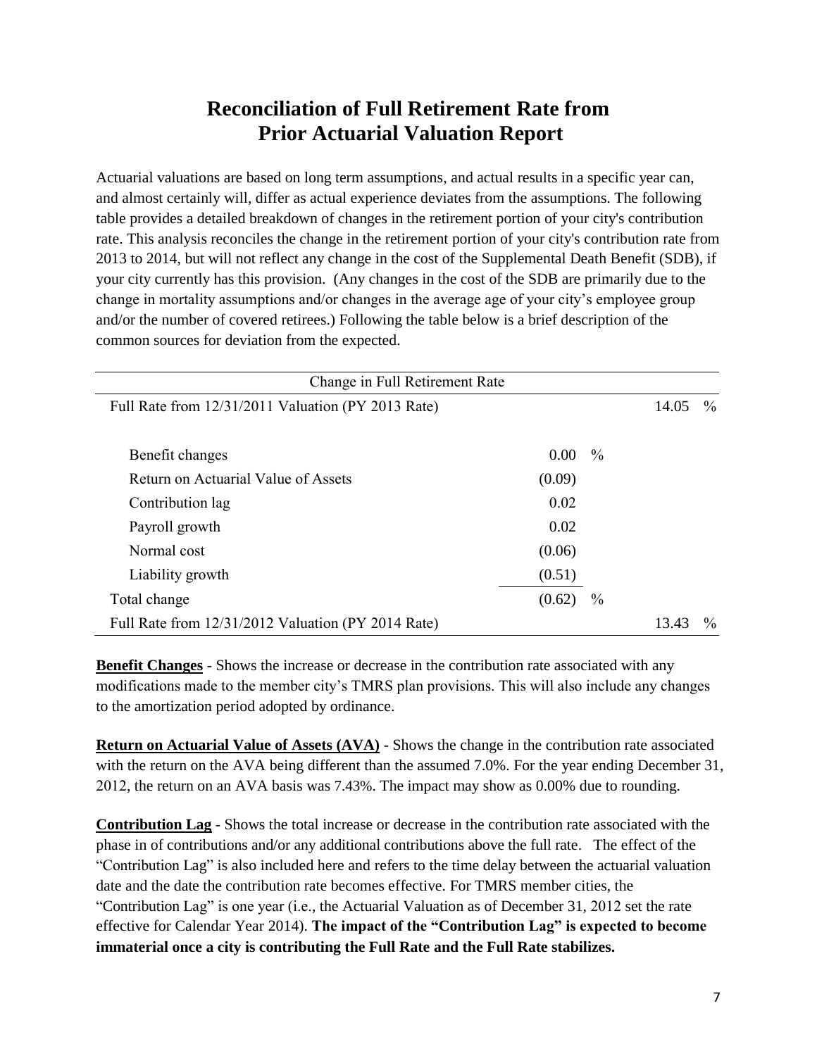# Reconciliation of Full Retirement Rate from Prior Actuarial Valuation Report

Actuarial valuations are based on long term assumptions, and actual results in a specific year can, and almost certainly will, differ as actual experience deviates from the assumptions. The following table provides a detailed breakdown of changes in the retirement portion of your city's contribution rate. This analysis reconciles the change in the retirement portion of your city's contribution rate from 2013 to 2014, but will not reflect any change in the cost of the Supplemental Death Benefit (SDB), if your city currently has this provision. (Any changes in the cost of the SDB are primarily due to the change in mortality assumptions and/or changes in the average age of your city's employee group and/or the number of covered retirees.) Following the table below is a brief description of the common sources for deviation from the expected.

| Change in Full Retirement Rate | | |
|---|---|---|
| Full Rate from 12/31/2011 Valuation (PY 2013 Rate) | | 14.05 % |
| | | |
| Benefit changes | 0.00 % | |
| Return on Actuarial Value of Assets | (0.09) | |
| Contribution lag | 0.02 | |
| Payroll growth | 0.02 | |
| Normal cost | (0.06) | |
| Liability growth | (0.51) | |
| Total change | (0.62) % | |
| Full Rate from 12/31/2012 Valuation (PY 2014 Rate) | | 13.43 % |

**Benefit Changes** - Shows the increase or decrease in the contribution rate associated with any modifications made to the member city's TMRS plan provisions. This will also include any changes to the amortization period adopted by ordinance.

**Return on Actuarial Value of Assets (AVA)** - Shows the change in the contribution rate associated with the return on the AVA being different than the assumed 7.0%. For the year ending December 31, 2012, the return on an AVA basis was 7.43%. The impact may show as 0.00% due to rounding.

**Contribution Lag** - Shows the total increase or decrease in the contribution rate associated with the phase in of contributions and/or any additional contributions above the full rate. The effect of the "Contribution Lag" is also included here and refers to the time delay between the actuarial valuation date and the date the contribution rate becomes effective. For TMRS member cities, the "Contribution Lag" is one year (i.e., the Actuarial Valuation as of December 31, 2012 set the rate effective for Calendar Year 2014). **The impact of the "Contribution Lag" is expected to become immaterial once a city is contributing the Full Rate and the Full Rate stabilizes.**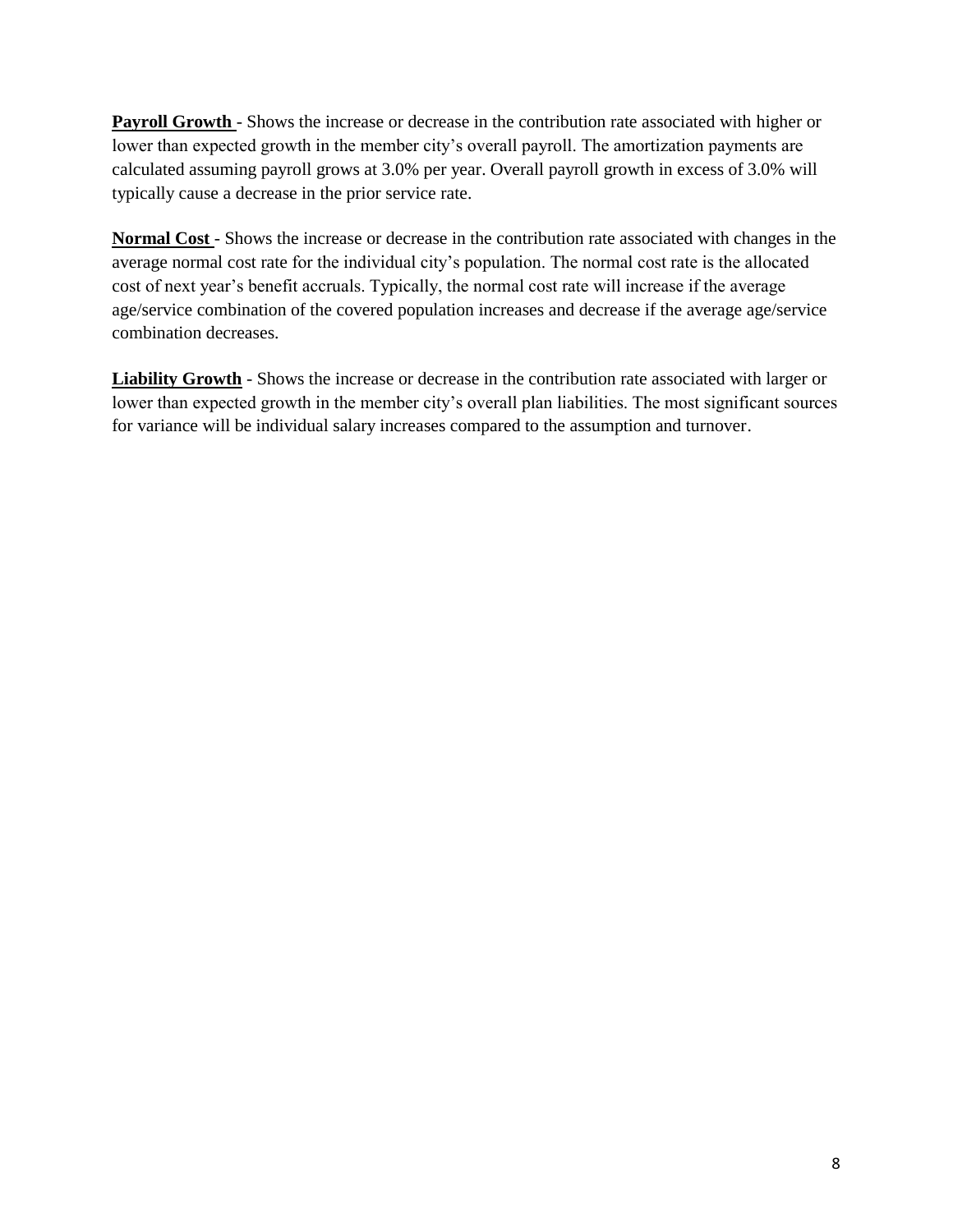**Payroll Growth** - Shows the increase or decrease in the contribution rate associated with higher or lower than expected growth in the member city's overall payroll. The amortization payments are calculated assuming payroll grows at 3.0% per year. Overall payroll growth in excess of 3.0% will typically cause a decrease in the prior service rate.

**Normal Cost** - Shows the increase or decrease in the contribution rate associated with changes in the average normal cost rate for the individual city's population. The normal cost rate is the allocated cost of next year's benefit accruals. Typically, the normal cost rate will increase if the average age/service combination of the covered population increases and decrease if the average age/service combination decreases.

**Liability Growth** - Shows the increase or decrease in the contribution rate associated with larger or lower than expected growth in the member city's overall plan liabilities. The most significant sources for variance will be individual salary increases compared to the assumption and turnover.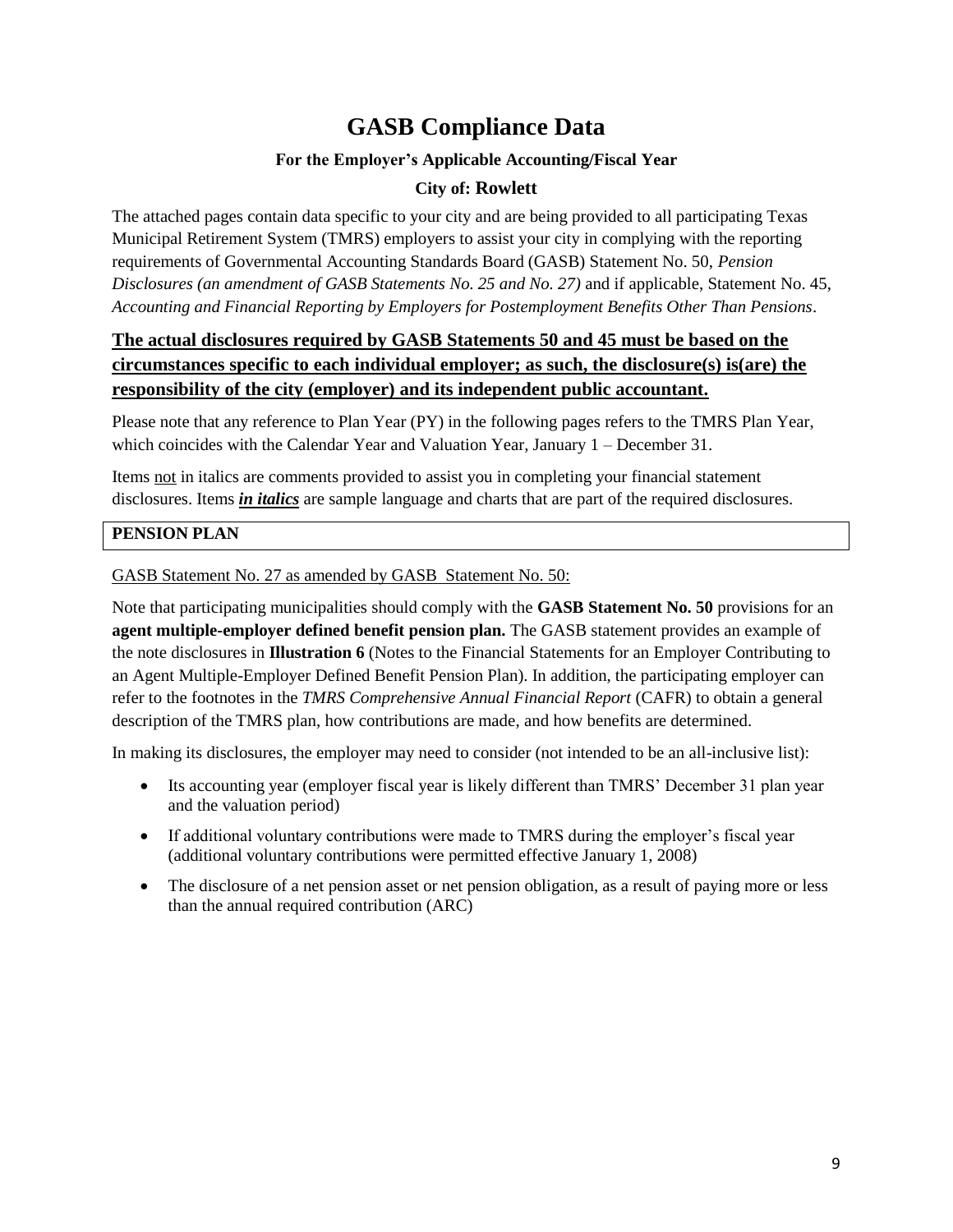# GASB Compliance Data

### For the Employer's Applicable Accounting/Fiscal Year

### City of: Rowlett

The attached pages contain data specific to your city and are being provided to all participating Texas Municipal Retirement System (TMRS) employers to assist your city in complying with the reporting requirements of Governmental Accounting Standards Board (GASB) Statement No. 50, *Pension Disclosures (an amendment of GASB Statements No. 25 and No. 27)* and if applicable, Statement No. 45, *Accounting and Financial Reporting by Employers for Postemployment Benefits Other Than Pensions*.

**<u>The actual disclosures required by GASB Statements 50 and 45 must be based on the circumstances specific to each individual employer; as such, the disclosure(s) is(are) the responsibility of the city (employer) and its independent public accountant.</u>**

Please note that any reference to Plan Year (PY) in the following pages refers to the TMRS Plan Year, which coincides with the Calendar Year and Valuation Year, January 1 – December 31.

Items <u>not</u> in italics are comments provided to assist you in completing your financial statement disclosures. Items ***<u>in italics</u>*** are sample language and charts that are part of the required disclosures.

**PENSION PLAN**

<u>GASB Statement No. 27 as amended by GASB Statement No. 50:</u>

Note that participating municipalities should comply with the **GASB Statement No. 50** provisions for an **agent multiple-employer defined benefit pension plan.** The GASB statement provides an example of the note disclosures in **Illustration 6** (Notes to the Financial Statements for an Employer Contributing to an Agent Multiple-Employer Defined Benefit Pension Plan). In addition, the participating employer can refer to the footnotes in the *TMRS Comprehensive Annual Financial Report* (CAFR) to obtain a general description of the TMRS plan, how contributions are made, and how benefits are determined.

In making its disclosures, the employer may need to consider (not intended to be an all-inclusive list):

- Its accounting year (employer fiscal year is likely different than TMRS' December 31 plan year and the valuation period)
- If additional voluntary contributions were made to TMRS during the employer's fiscal year (additional voluntary contributions were permitted effective January 1, 2008)
- The disclosure of a net pension asset or net pension obligation, as a result of paying more or less than the annual required contribution (ARC)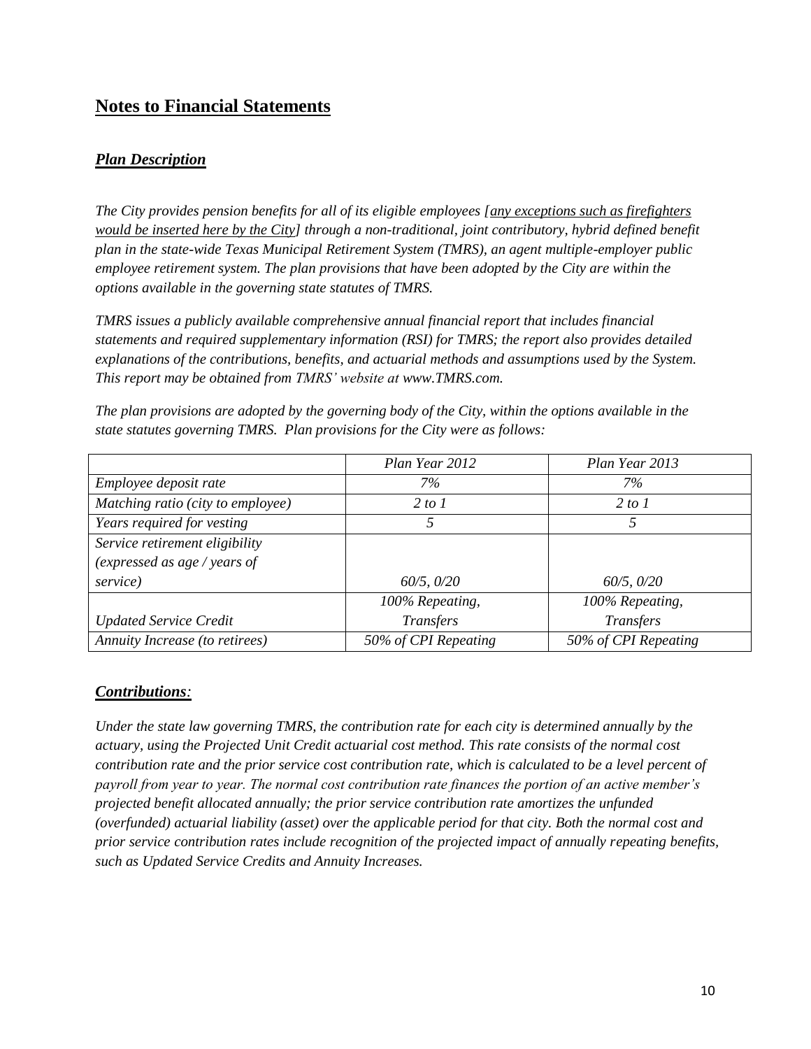## Notes to Financial Statements

### *Plan Description*

*The City provides pension benefits for all of its eligible employees [<u>any exceptions such as firefighters would be inserted here by the City</u>] through a non-traditional, joint contributory, hybrid defined benefit plan in the state-wide Texas Municipal Retirement System (TMRS), an agent multiple-employer public employee retirement system. The plan provisions that have been adopted by the City are within the options available in the governing state statutes of TMRS.*

*TMRS issues a publicly available comprehensive annual financial report that includes financial statements and required supplementary information (RSI) for TMRS; the report also provides detailed explanations of the contributions, benefits, and actuarial methods and assumptions used by the System. This report may be obtained from TMRS' website at www.TMRS.com.*

*The plan provisions are adopted by the governing body of the City, within the options available in the state statutes governing TMRS. Plan provisions for the City were as follows:*

| | *Plan Year 2012* | *Plan Year 2013* |
|---|---|---|
| *Employee deposit rate* | *7%* | *7%* |
| *Matching ratio (city to employee)* | *2 to 1* | *2 to 1* |
| *Years required for vesting* | *5* | *5* |
| *Service retirement eligibility (expressed as age / years of service)* | *60/5, 0/20* | *60/5, 0/20* |
| *Updated Service Credit* | *100% Repeating, Transfers* | *100% Repeating, Transfers* |
| *Annuity Increase (to retirees)* | *50% of CPI Repeating* | *50% of CPI Repeating* |

### *Contributions:*

*Under the state law governing TMRS, the contribution rate for each city is determined annually by the actuary, using the Projected Unit Credit actuarial cost method. This rate consists of the normal cost contribution rate and the prior service cost contribution rate, which is calculated to be a level percent of payroll from year to year. The normal cost contribution rate finances the portion of an active member's projected benefit allocated annually; the prior service contribution rate amortizes the unfunded (overfunded) actuarial liability (asset) over the applicable period for that city. Both the normal cost and prior service contribution rates include recognition of the projected impact of annually repeating benefits, such as Updated Service Credits and Annuity Increases.*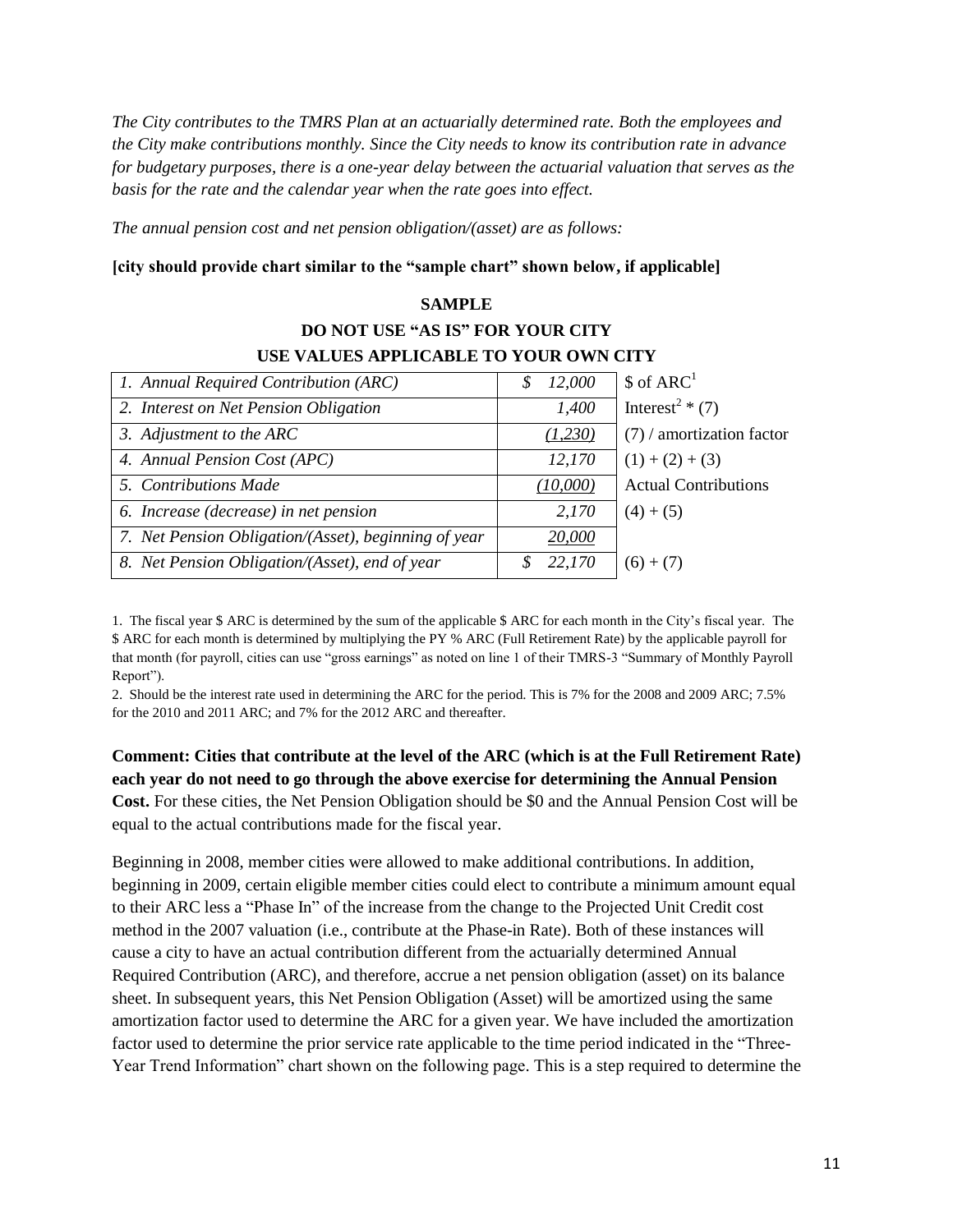*The City contributes to the TMRS Plan at an actuarially determined rate. Both the employees and the City make contributions monthly. Since the City needs to know its contribution rate in advance for budgetary purposes, there is a one-year delay between the actuarial valuation that serves as the basis for the rate and the calendar year when the rate goes into effect.*

*The annual pension cost and net pension obligation/(asset) are as follows:*

**[city should provide chart similar to the "sample chart" shown below, if applicable]**

**SAMPLE**

**DO NOT USE "AS IS" FOR YOUR CITY**

**USE VALUES APPLICABLE TO YOUR OWN CITY**

| | | |
|---|---|---|
| *1. Annual Required Contribution (ARC)* | *$ 12,000* | $ of ARC[1] |
| *2. Interest on Net Pension Obligation* | *1,400* | Interest[2] * (7) |
| *3. Adjustment to the ARC* | *(1,230)* | (7) / amortization factor |
| *4. Annual Pension Cost (APC)* | *12,170* | (1) + (2) + (3) |
| *5. Contributions Made* | *(10,000)* | Actual Contributions |
| *6. Increase (decrease) in net pension* | *2,170* | (4) + (5) |
| *7. Net Pension Obligation/(Asset), beginning of year* | *20,000* | |
| *8. Net Pension Obligation/(Asset), end of year* | *$ 22,170* | (6) + (7) |

1. The fiscal year $ ARC is determined by the sum of the applicable $ ARC for each month in the City's fiscal year. The $ ARC for each month is determined by multiplying the PY % ARC (Full Retirement Rate) by the applicable payroll for that month (for payroll, cities can use "gross earnings" as noted on line 1 of their TMRS-3 "Summary of Monthly Payroll Report").

2. Should be the interest rate used in determining the ARC for the period. This is 7% for the 2008 and 2009 ARC; 7.5% for the 2010 and 2011 ARC; and 7% for the 2012 ARC and thereafter.

**Comment: Cities that contribute at the level of the ARC (which is at the Full Retirement Rate) each year do not need to go through the above exercise for determining the Annual Pension Cost.** For these cities, the Net Pension Obligation should be $0 and the Annual Pension Cost will be equal to the actual contributions made for the fiscal year.

Beginning in 2008, member cities were allowed to make additional contributions. In addition, beginning in 2009, certain eligible member cities could elect to contribute a minimum amount equal to their ARC less a "Phase In" of the increase from the change to the Projected Unit Credit cost method in the 2007 valuation (i.e., contribute at the Phase-in Rate). Both of these instances will cause a city to have an actual contribution different from the actuarially determined Annual Required Contribution (ARC), and therefore, accrue a net pension obligation (asset) on its balance sheet. In subsequent years, this Net Pension Obligation (Asset) will be amortized using the same amortization factor used to determine the ARC for a given year. We have included the amortization factor used to determine the prior service rate applicable to the time period indicated in the "Three-Year Trend Information" chart shown on the following page. This is a step required to determine the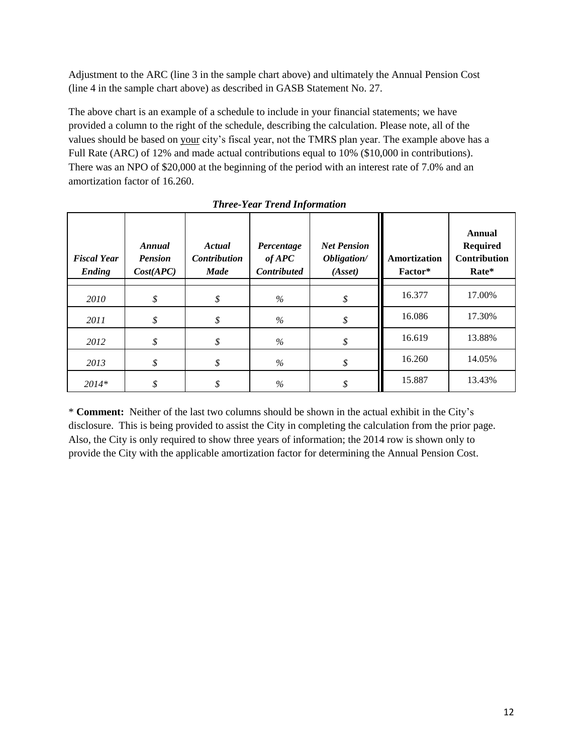Adjustment to the ARC (line 3 in the sample chart above) and ultimately the Annual Pension Cost (line 4 in the sample chart above) as described in GASB Statement No. 27.

The above chart is an example of a schedule to include in your financial statements; we have provided a column to the right of the schedule, describing the calculation. Please note, all of the values should be based on your city's fiscal year, not the TMRS plan year. The example above has a Full Rate (ARC) of 12% and made actual contributions equal to 10% ($10,000 in contributions). There was an NPO of $20,000 at the beginning of the period with an interest rate of 7.0% and an amortization factor of 16.260.

***Three-Year Trend Information***

| *Fiscal Year Ending* | *Annual Pension Cost(APC)* | *Actual Contribution Made* | *Percentage of APC Contributed* | *Net Pension Obligation/ (Asset)* | **Amortization Factor*** | **Annual Required Contribution Rate*** |
|---|---|---|---|---|---|---|
| *2010* | *$* | *$* | *%* | *$* | 16.377 | 17.00% |
| *2011* | *$* | *$* | *%* | *$* | 16.086 | 17.30% |
| *2012* | *$* | *$* | *%* | *$* | 16.619 | 13.88% |
| *2013* | *$* | *$* | *%* | *$* | 16.260 | 14.05% |
| *2014** | *$* | *$* | *%* | *$* | 15.887 | 13.43% |

* **Comment:** Neither of the last two columns should be shown in the actual exhibit in the City's disclosure. This is being provided to assist the City in completing the calculation from the prior page. Also, the City is only required to show three years of information; the 2014 row is shown only to provide the City with the applicable amortization factor for determining the Annual Pension Cost.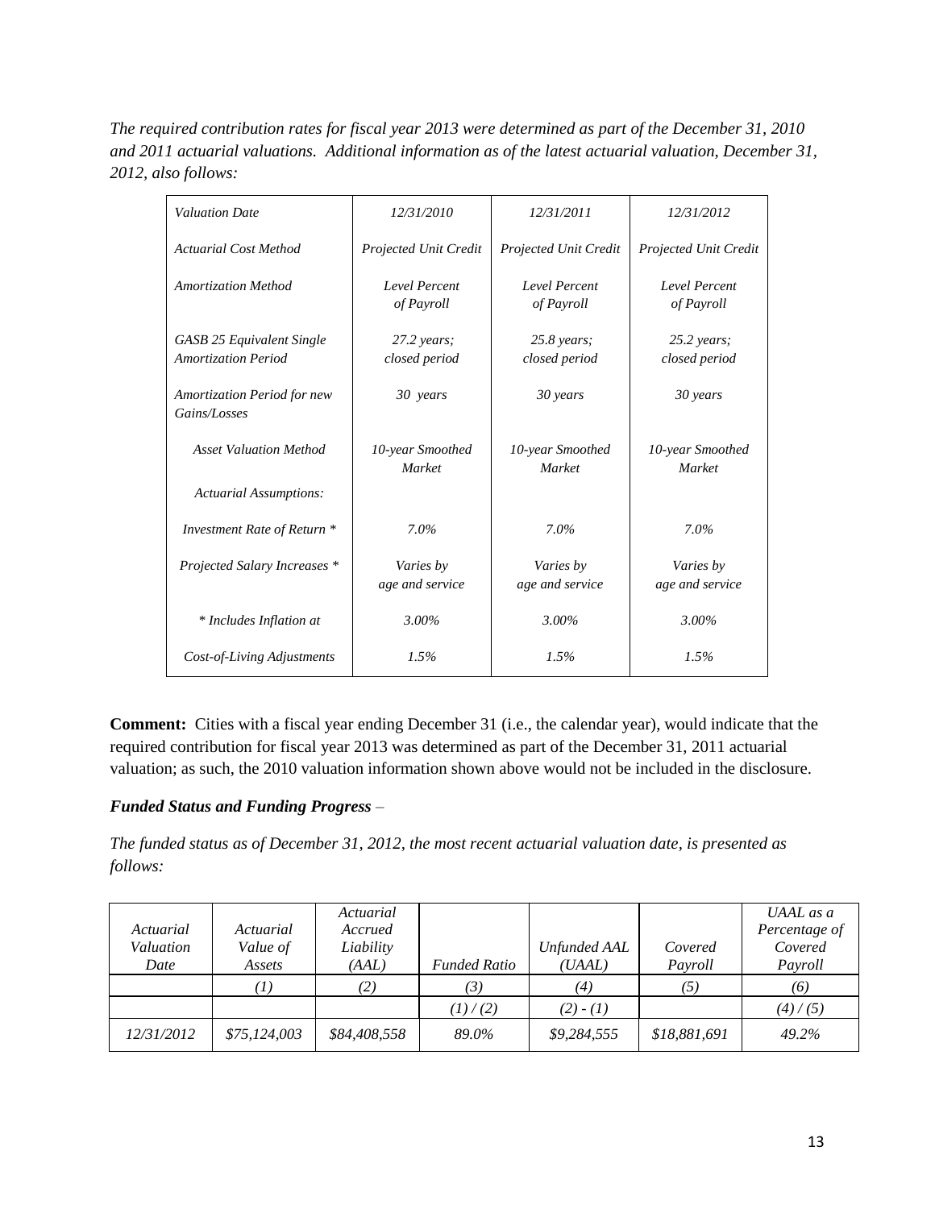*The required contribution rates for fiscal year 2013 were determined as part of the December 31, 2010 and 2011 actuarial valuations. Additional information as of the latest actuarial valuation, December 31, 2012, also follows:*

| *Valuation Date* | *12/31/2010* | *12/31/2011* | *12/31/2012* |
|---|---|---|---|
| *Actuarial Cost Method* | *Projected Unit Credit* | *Projected Unit Credit* | *Projected Unit Credit* |
| *Amortization Method* | *Level Percent of Payroll* | *Level Percent of Payroll* | *Level Percent of Payroll* |
| *GASB 25 Equivalent Single Amortization Period* | *27.2 years; closed period* | *25.8 years; closed period* | *25.2 years; closed period* |
| *Amortization Period for new Gains/Losses* | *30 years* | *30 years* | *30 years* |
| *Asset Valuation Method* | *10-year Smoothed Market* | *10-year Smoothed Market* | *10-year Smoothed Market* |
| *Actuarial Assumptions:* | | | |
| *Investment Rate of Return \** | *7.0%* | *7.0%* | *7.0%* |
| *Projected Salary Increases \** | *Varies by age and service* | *Varies by age and service* | *Varies by age and service* |
| *\* Includes Inflation at* | *3.00%* | *3.00%* | *3.00%* |
| *Cost-of-Living Adjustments* | *1.5%* | *1.5%* | *1.5%* |

**Comment:** Cities with a fiscal year ending December 31 (i.e., the calendar year), would indicate that the required contribution for fiscal year 2013 was determined as part of the December 31, 2011 actuarial valuation; as such, the 2010 valuation information shown above would not be included in the disclosure.

***Funded Status and Funding Progress*** –

*The funded status as of December 31, 2012, the most recent actuarial valuation date, is presented as follows:*

| *Actuarial Valuation Date* | *Actuarial Value of Assets* | *Actuarial Accrued Liability (AAL)* | *Funded Ratio* | *Unfunded AAL (UAAL)* | *Covered Payroll* | *UAAL as a Percentage of Covered Payroll* |
|---|---|---|---|---|---|---|
| | *(1)* | *(2)* | *(3)* | *(4)* | *(5)* | *(6)* |
| | | | *(1) / (2)* | *(2) - (1)* | | *(4) / (5)* |
| *12/31/2012* | *$75,124,003* | *$84,408,558* | *89.0%* | *$9,284,555* | *$18,881,691* | *49.2%* |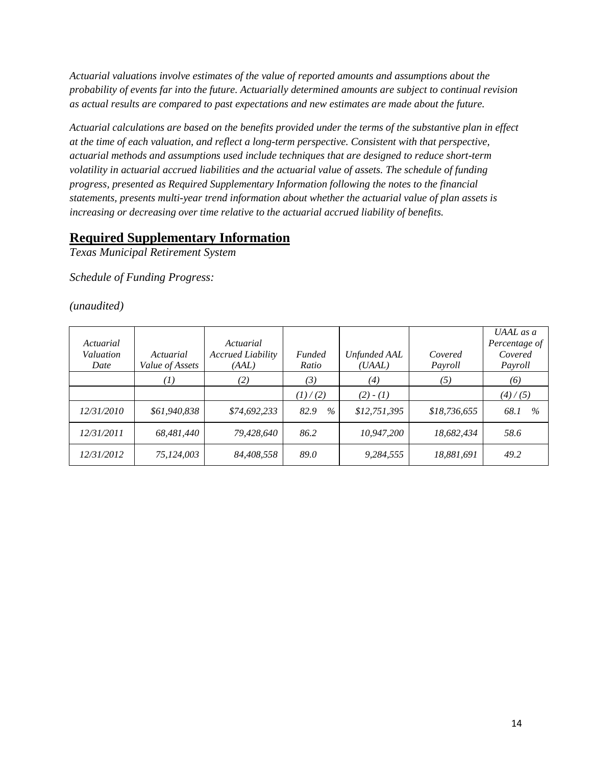*Actuarial valuations involve estimates of the value of reported amounts and assumptions about the probability of events far into the future. Actuarially determined amounts are subject to continual revision as actual results are compared to past expectations and new estimates are made about the future.*

*Actuarial calculations are based on the benefits provided under the terms of the substantive plan in effect at the time of each valuation, and reflect a long-term perspective. Consistent with that perspective, actuarial methods and assumptions used include techniques that are designed to reduce short-term volatility in actuarial accrued liabilities and the actuarial value of assets. The schedule of funding progress, presented as Required Supplementary Information following the notes to the financial statements, presents multi-year trend information about whether the actuarial value of plan assets is increasing or decreasing over time relative to the actuarial accrued liability of benefits.*

## Required Supplementary Information

*Texas Municipal Retirement System*

*Schedule of Funding Progress:*

*(unaudited)*

| *Actuarial Valuation Date* | *Actuarial Value of Assets* | *Actuarial Accrued Liability (AAL)* | *Funded Ratio* | *Unfunded AAL (UAAL)* | *Covered Payroll* | *UAAL as a Percentage of Covered Payroll* |
|---|---|---|---|---|---|---|
| | *(1)* | *(2)* | *(3)* | *(4)* | *(5)* | *(6)* |
| | | | *(1) / (2)* | *(2) - (1)* | | *(4) / (5)* |
| *12/31/2010* | *$61,940,838* | *$74,692,233* | *82.9 %* | *$12,751,395* | *$18,736,655* | *68.1 %* |
| *12/31/2011* | *68,481,440* | *79,428,640* | *86.2* | *10,947,200* | *18,682,434* | *58.6* |
| *12/31/2012* | *75,124,003* | *84,408,558* | *89.0* | *9,284,555* | *18,881,691* | *49.2* |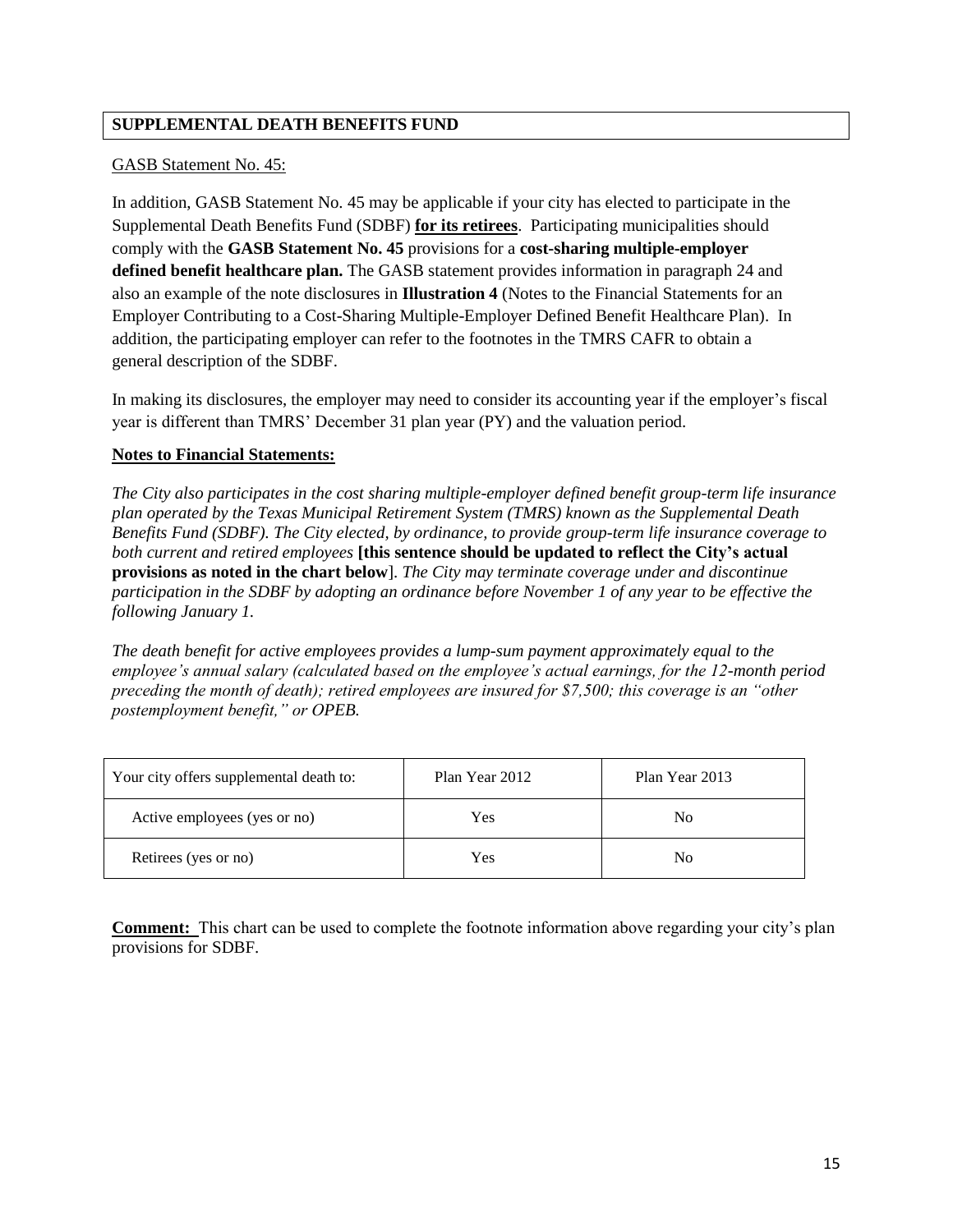## SUPPLEMENTAL DEATH BENEFITS FUND

GASB Statement No. 45:

In addition, GASB Statement No. 45 may be applicable if your city has elected to participate in the Supplemental Death Benefits Fund (SDBF) **for its retirees**. Participating municipalities should comply with the **GASB Statement No. 45** provisions for a **cost-sharing multiple-employer defined benefit healthcare plan.** The GASB statement provides information in paragraph 24 and also an example of the note disclosures in **Illustration 4** (Notes to the Financial Statements for an Employer Contributing to a Cost-Sharing Multiple-Employer Defined Benefit Healthcare Plan). In addition, the participating employer can refer to the footnotes in the TMRS CAFR to obtain a general description of the SDBF.

In making its disclosures, the employer may need to consider its accounting year if the employer's fiscal year is different than TMRS' December 31 plan year (PY) and the valuation period.

**Notes to Financial Statements:**

*The City also participates in the cost sharing multiple-employer defined benefit group-term life insurance plan operated by the Texas Municipal Retirement System (TMRS) known as the Supplemental Death Benefits Fund (SDBF). The City elected, by ordinance, to provide group-term life insurance coverage to both current and retired employees* **[this sentence should be updated to reflect the City's actual provisions as noted in the chart below**]. *The City may terminate coverage under and discontinue participation in the SDBF by adopting an ordinance before November 1 of any year to be effective the following January 1.*

*The death benefit for active employees provides a lump-sum payment approximately equal to the employee's annual salary (calculated based on the employee's actual earnings, for the 12-month period preceding the month of death); retired employees are insured for $7,500; this coverage is an "other postemployment benefit," or OPEB.*

| Your city offers supplemental death to: | Plan Year 2012 | Plan Year 2013 |
|---|---|---|
| Active employees (yes or no) | Yes | No |
| Retirees (yes or no) | Yes | No |

**Comment:** This chart can be used to complete the footnote information above regarding your city's plan provisions for SDBF.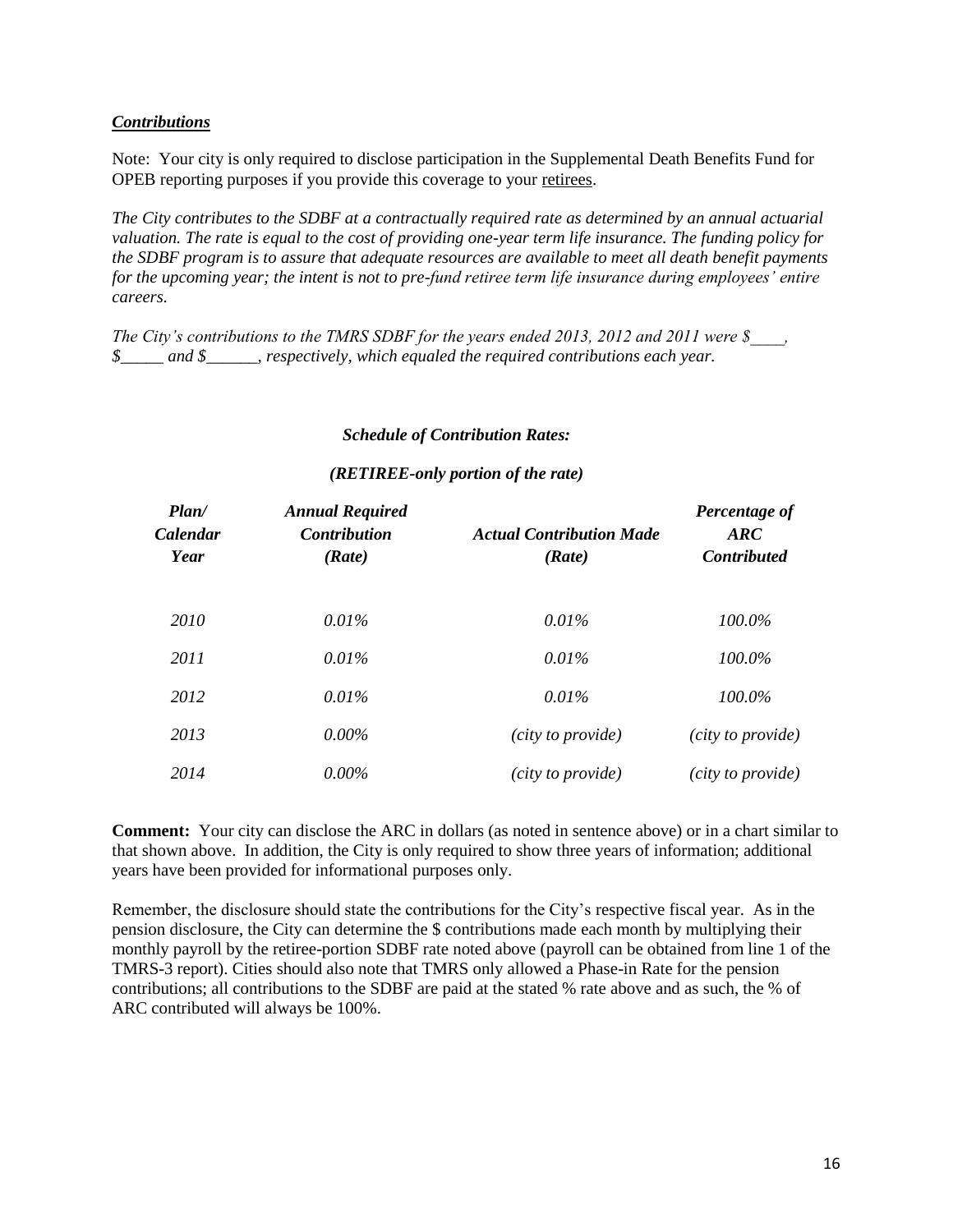***Contributions***

Note: Your city is only required to disclose participation in the Supplemental Death Benefits Fund for OPEB reporting purposes if you provide this coverage to your retirees.

*The City contributes to the SDBF at a contractually required rate as determined by an annual actuarial valuation. The rate is equal to the cost of providing one-year term life insurance. The funding policy for the SDBF program is to assure that adequate resources are available to meet all death benefit payments for the upcoming year; the intent is not to pre-fund retiree term life insurance during employees' entire careers.*

*The City's contributions to the TMRS SDBF for the years ended 2013, 2012 and 2011 were $____, $_____ and $______, respectively, which equaled the required contributions each year.*

***Schedule of Contribution Rates:***

***(RETIREE-only portion of the rate)***

| *Plan/ Calendar Year* | *Annual Required Contribution (Rate)* | *Actual Contribution Made (Rate)* | *Percentage of ARC Contributed* |
|---|---|---|---|
| *2010* | *0.01%* | *0.01%* | *100.0%* |
| *2011* | *0.01%* | *0.01%* | *100.0%* |
| *2012* | *0.01%* | *0.01%* | *100.0%* |
| *2013* | *0.00%* | *(city to provide)* | *(city to provide)* |
| *2014* | *0.00%* | *(city to provide)* | *(city to provide)* |

**Comment:** Your city can disclose the ARC in dollars (as noted in sentence above) or in a chart similar to that shown above. In addition, the City is only required to show three years of information; additional years have been provided for informational purposes only.

Remember, the disclosure should state the contributions for the City's respective fiscal year. As in the pension disclosure, the City can determine the $ contributions made each month by multiplying their monthly payroll by the retiree-portion SDBF rate noted above (payroll can be obtained from line 1 of the TMRS-3 report). Cities should also note that TMRS only allowed a Phase-in Rate for the pension contributions; all contributions to the SDBF are paid at the stated % rate above and as such, the % of ARC contributed will always be 100%.